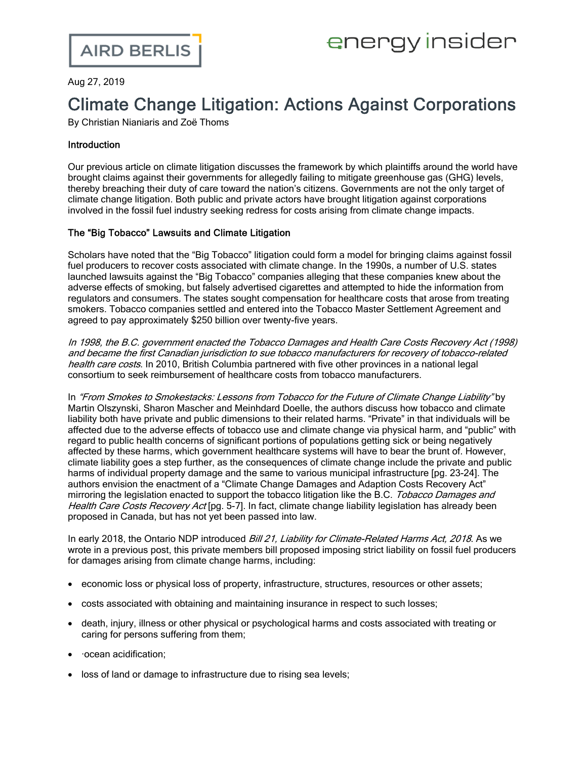AIRD BERLIS

energy insider

Aug 27, 2019

# Climate Change Litigation: Actions Against Corporations

By Christian Nianiaris and Zoë Thoms

### Introduction

Our previous article on climate litigation discusses the framework by which plaintiffs around the world have brought claims against their governments for allegedly failing to mitigate greenhouse gas (GHG) levels, thereby breaching their duty of care toward the nation's citizens. Governments are not the only target of climate change litigation. Both public and private actors have brought litigation against corporations involved in the fossil fuel industry seeking redress for costs arising from climate change impacts.

### The "Big Tobacco" Lawsuits and Climate Litigation

Scholars have noted that the "Big Tobacco" litigation could form a model for bringing claims against fossil fuel producers to recover costs associated with climate change. In the 1990s, a number of U.S. states launched lawsuits against the "Big Tobacco" companies alleging that these companies knew about the adverse effects of smoking, but falsely advertised cigarettes and attempted to hide the information from regulators and consumers. The states sought compensation for healthcare costs that arose from treating smokers. Tobacco companies settled and entered into the Tobacco Master Settlement Agreement and agreed to pay approximately $250 billion over twenty-five years.

*In 1998, the B.C. government enacted the Tobacco Damages and Health Care Costs Recovery Act (1998) and became the first Canadian jurisdiction to sue tobacco manufacturers for recovery of tobacco-related health care costs*. In 2010, British Columbia partnered with five other provinces in a national legal consortium to seek reimbursement of healthcare costs from tobacco manufacturers.

In *"From Smokes to Smokestacks: Lessons from Tobacco for the Future of Climate Change Liability"* by Martin Olszynski, Sharon Mascher and Meinhdard Doelle, the authors discuss how tobacco and climate liability both have private and public dimensions to their related harms. "Private" in that individuals will be affected due to the adverse effects of tobacco use and climate change via physical harm, and "public" with regard to public health concerns of significant portions of populations getting sick or being negatively affected by these harms, which government healthcare systems will have to bear the brunt of. However, climate liability goes a step further, as the consequences of climate change include the private and public harms of individual property damage and the same to various municipal infrastructure [pg. 23-24]. The authors envision the enactment of a "Climate Change Damages and Adaption Costs Recovery Act" mirroring the legislation enacted to support the tobacco litigation like the B.C. *Tobacco Damages and Health Care Costs Recovery Act* [pg. 5-7]. In fact, climate change liability legislation has already been proposed in Canada, but has not yet been passed into law.

In early 2018, the Ontario NDP introduced *Bill 21, Liability for Climate-Related Harms Act, 2018*. As we wrote in a previous post, this private members bill proposed imposing strict liability on fossil fuel producers for damages arising from climate change harms, including:

- economic loss or physical loss of property, infrastructure, structures, resources or other assets;
- costs associated with obtaining and maintaining insurance in respect to such losses;
- death, injury, illness or other physical or psychological harms and costs associated with treating or caring for persons suffering from them;
- ·ocean acidification;
- loss of land or damage to infrastructure due to rising sea levels;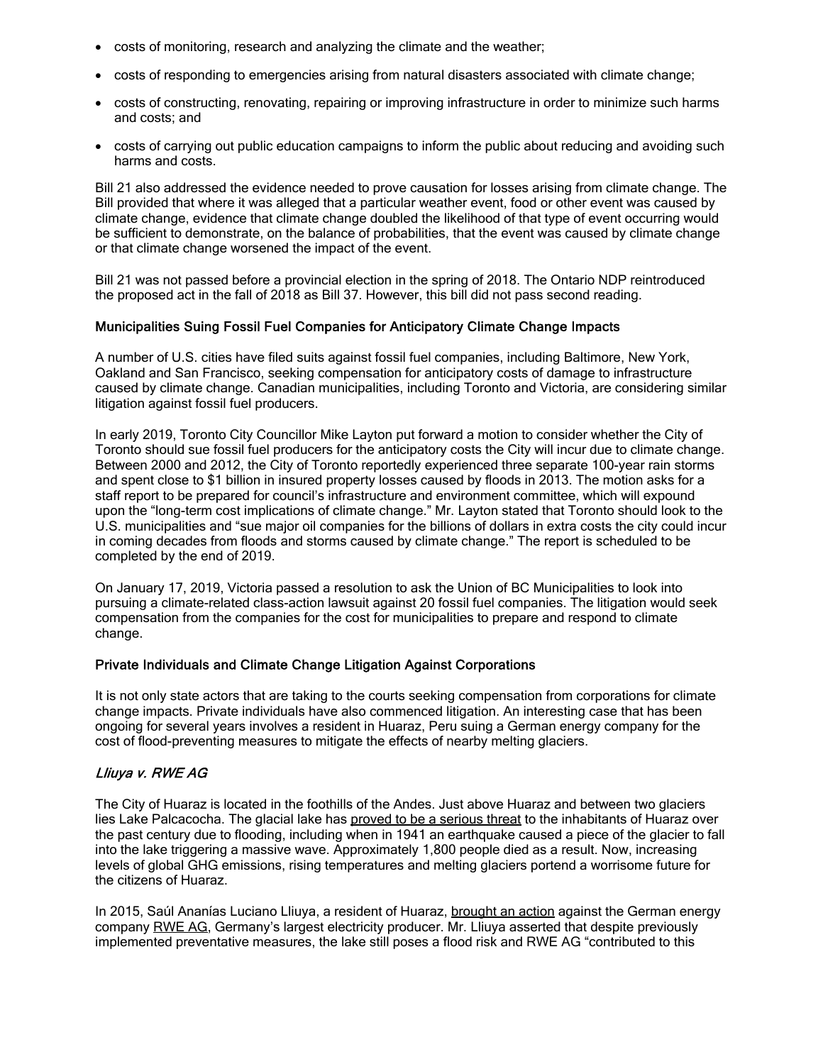- costs of monitoring, research and analyzing the climate and the weather;
- costs of responding to emergencies arising from natural disasters associated with climate change;
- costs of constructing, renovating, repairing or improving infrastructure in order to minimize such harms and costs; and
- costs of carrying out public education campaigns to inform the public about reducing and avoiding such harms and costs.

Bill 21 also addressed the evidence needed to prove causation for losses arising from climate change. The Bill provided that where it was alleged that a particular weather event, food or other event was caused by climate change, evidence that climate change doubled the likelihood of that type of event occurring would be sufficient to demonstrate, on the balance of probabilities, that the event was caused by climate change or that climate change worsened the impact of the event.

Bill 21 was not passed before a provincial election in the spring of 2018. The Ontario NDP reintroduced the proposed act in the fall of 2018 as Bill 37. However, this bill did not pass second reading.

### Municipalities Suing Fossil Fuel Companies for Anticipatory Climate Change Impacts

A number of U.S. cities have filed suits against fossil fuel companies, including Baltimore, New York, Oakland and San Francisco, seeking compensation for anticipatory costs of damage to infrastructure caused by climate change. Canadian municipalities, including Toronto and Victoria, are considering similar litigation against fossil fuel producers.

In early 2019, Toronto City Councillor Mike Layton put forward a motion to consider whether the City of Toronto should sue fossil fuel producers for the anticipatory costs the City will incur due to climate change. Between 2000 and 2012, the City of Toronto reportedly experienced three separate 100-year rain storms and spent close to $1 billion in insured property losses caused by floods in 2013. The motion asks for a staff report to be prepared for council's infrastructure and environment committee, which will expound upon the "long-term cost implications of climate change." Mr. Layton stated that Toronto should look to the U.S. municipalities and "sue major oil companies for the billions of dollars in extra costs the city could incur in coming decades from floods and storms caused by climate change." The report is scheduled to be completed by the end of 2019.

On January 17, 2019, Victoria passed a resolution to ask the Union of BC Municipalities to look into pursuing a climate-related class-action lawsuit against 20 fossil fuel companies. The litigation would seek compensation from the companies for the cost for municipalities to prepare and respond to climate change.

### Private Individuals and Climate Change Litigation Against Corporations

It is not only state actors that are taking to the courts seeking compensation from corporations for climate change impacts. Private individuals have also commenced litigation. An interesting case that has been ongoing for several years involves a resident in Huaraz, Peru suing a German energy company for the cost of flood-preventing measures to mitigate the effects of nearby melting glaciers.

#### *Lliuya v. RWE AG*

The City of Huaraz is located in the foothills of the Andes. Just above Huaraz and between two glaciers lies Lake Palcacocha. The glacial lake has proved to be a serious threat to the inhabitants of Huaraz over the past century due to flooding, including when in 1941 an earthquake caused a piece of the glacier to fall into the lake triggering a massive wave. Approximately 1,800 people died as a result. Now, increasing levels of global GHG emissions, rising temperatures and melting glaciers portend a worrisome future for the citizens of Huaraz.

In 2015, Saúl Ananías Luciano Lliuya, a resident of Huaraz, brought an action against the German energy company RWE AG, Germany's largest electricity producer. Mr. Lliuya asserted that despite previously implemented preventative measures, the lake still poses a flood risk and RWE AG "contributed to this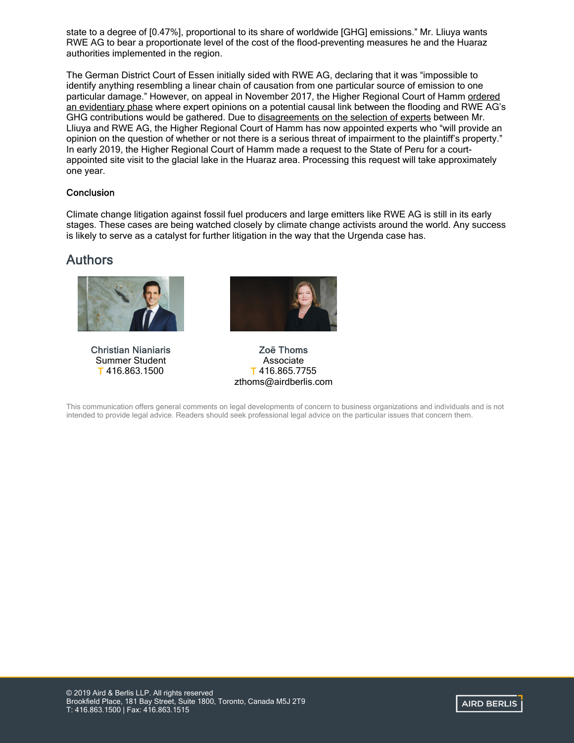state to a degree of [0.47%], proportional to its share of worldwide [GHG] emissions." Mr. Lliuya wants RWE AG to bear a proportionate level of the cost of the flood-preventing measures he and the Huaraz authorities implemented in the region.

The German District Court of Essen initially sided with RWE AG, declaring that it was "impossible to identify anything resembling a linear chain of causation from one particular source of emission to one particular damage." However, on appeal in November 2017, the Higher Regional Court of Hamm ordered an evidentiary phase where expert opinions on a potential causal link between the flooding and RWE AG's GHG contributions would be gathered. Due to disagreements on the selection of experts between Mr. Lliuya and RWE AG, the Higher Regional Court of Hamm has now appointed experts who "will provide an opinion on the question of whether or not there is a serious threat of impairment to the plaintiff's property." In early 2019, the Higher Regional Court of Hamm made a request to the State of Peru for a court-appointed site visit to the glacial lake in the Huaraz area. Processing this request will take approximately one year.

**Conclusion**

Climate change litigation against fossil fuel producers and large emitters like RWE AG is still in its early stages. These cases are being watched closely by climate change activists around the world. Any success is likely to serve as a catalyst for further litigation in the way that the Urgenda case has.

## Authors

**Christian Nianiaris**
Summer Student
T 416.863.1500

**Zoë Thoms**
Associate
T 416.865.7755
zthoms@airdberlis.com

This communication offers general comments on legal developments of concern to business organizations and individuals and is not intended to provide legal advice. Readers should seek professional legal advice on the particular issues that concern them.

© 2019 Aird & Berlis LLP. All rights reserved
Brookfield Place, 181 Bay Street, Suite 1800, Toronto, Canada M5J 2T9
T: 416.863.1500 | Fax: 416.863.1515